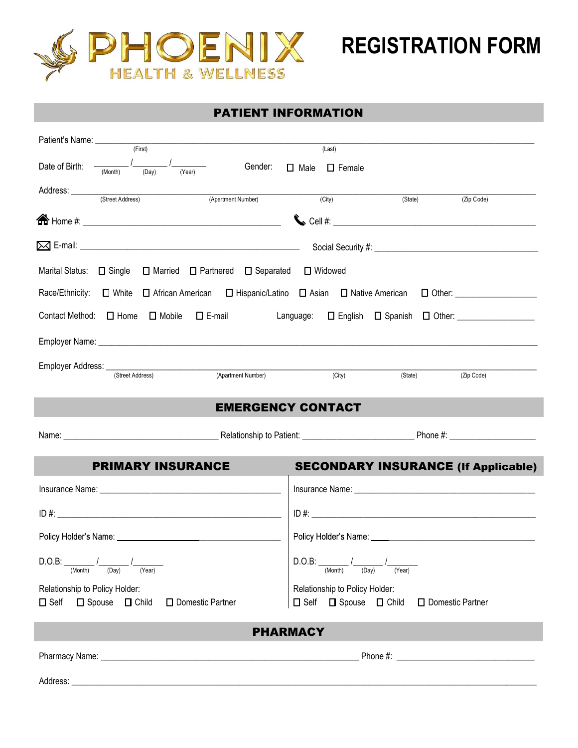# PHOENIX HEALTH & WELLNESS

# REGISTRATION FORM

## PATIENT INFORMATION

Patient's Name: ______________________________ (First) ______________________________ (Last)

Date of Birth: ______ / ______ / ______ (Month) (Day) (Year)  Gender: ☐ Male ☐ Female

Address: ______________________________________________________________
(Street Address) (Apartment Number) (City) (State) (Zip Code)

Home #: ______________________________  Cell #: ______________________________

E-mail: ______________________________  Social Security #: ______________________________

Marital Status: ☐ Single ☐ Married ☐ Partnered ☐ Separated ☐ Widowed

Race/Ethnicity: ☐ White ☐ African American ☐ Hispanic/Latino ☐ Asian ☐ Native American ☐ Other: ______________

Contact Method: ☐ Home ☐ Mobile ☐ E-mail  Language: ☐ English ☐ Spanish ☐ Other: ______________

Employer Name: ______________________________________________________________

Employer Address: ______________________________________________________________
(Street Address) (Apartment Number) (City) (State) (Zip Code)

## EMERGENCY CONTACT

Name: ______________________ Relationship to Patient: ______________________ Phone #: ______________

## PRIMARY INSURANCE

Insurance Name: ______________________________

ID #: ______________________________

Policy Holder's Name: ______________________________

D.O.B: ______ / ______ / ______ (Month) (Day) (Year)

Relationship to Policy Holder:
☐ Self ☐ Spouse ☐ Child ☐ Domestic Partner

## SECONDARY INSURANCE (If Applicable)

Insurance Name: ______________________________

ID #: ______________________________

Policy Holder's Name: ______________________________

D.O.B: ______ / ______ / ______ (Month) (Day) (Year)

Relationship to Policy Holder:
☐ Self ☐ Spouse ☐ Child ☐ Domestic Partner

## PHARMACY

Pharmacy Name: ______________________________ Phone #: ______________________

Address: ______________________________________________________________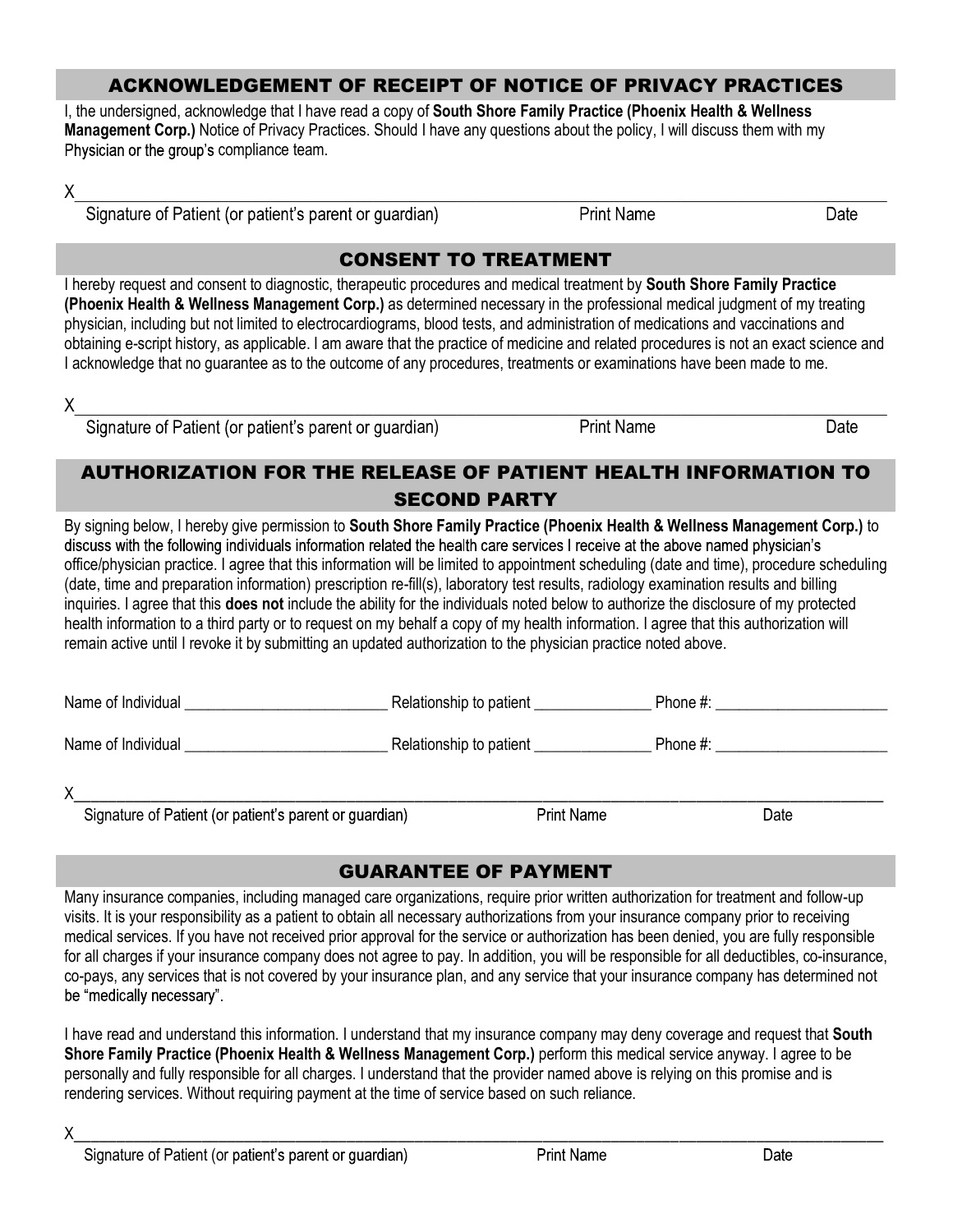## ACKNOWLEDGEMENT OF RECEIPT OF NOTICE OF PRIVACY PRACTICES

I, the undersigned, acknowledge that I have read a copy of **South Shore Family Practice (Phoenix Health & Wellness Management Corp.)** Notice of Privacy Practices. Should I have any questions about the policy, I will discuss them with my Physician or the group's compliance team.

X______________________________________________________________________________

Signature of Patient (or patient's parent or guardian) Print Name Date

## CONSENT TO TREATMENT

I hereby request and consent to diagnostic, therapeutic procedures and medical treatment by **South Shore Family Practice (Phoenix Health & Wellness Management Corp.)** as determined necessary in the professional medical judgment of my treating physician, including but not limited to electrocardiograms, blood tests, and administration of medications and vaccinations and obtaining e-script history, as applicable. I am aware that the practice of medicine and related procedures is not an exact science and I acknowledge that no guarantee as to the outcome of any procedures, treatments or examinations have been made to me.

X______________________________________________________________________________

Signature of Patient (or patient's parent or guardian) Print Name Date

## AUTHORIZATION FOR THE RELEASE OF PATIENT HEALTH INFORMATION TO SECOND PARTY

By signing below, I hereby give permission to **South Shore Family Practice (Phoenix Health & Wellness Management Corp.)** to discuss with the following individuals information related the health care services I receive at the above named physician's office/physician practice. I agree that this information will be limited to appointment scheduling (date and time), procedure scheduling (date, time and preparation information) prescription re-fill(s), laboratory test results, radiology examination results and billing inquiries. I agree that this **does not** include the ability for the individuals noted below to authorize the disclosure of my protected health information to a third party or to request on my behalf a copy of my health information. I agree that this authorization will remain active until I revoke it by submitting an updated authorization to the physician practice noted above.

Name of Individual _________________________ Relationship to patient _______________ Phone #: ______________________

Name of Individual _________________________ Relationship to patient _______________ Phone #: ______________________

X______________________________________________________________________________

Signature of Patient (or patient's parent or guardian) Print Name Date

## GUARANTEE OF PAYMENT

Many insurance companies, including managed care organizations, require prior written authorization for treatment and follow-up visits. It is your responsibility as a patient to obtain all necessary authorizations from your insurance company prior to receiving medical services. If you have not received prior approval for the service or authorization has been denied, you are fully responsible for all charges if your insurance company does not agree to pay. In addition, you will be responsible for all deductibles, co-insurance, co-pays, any services that is not covered by your insurance plan, and any service that your insurance company has determined not be "medically necessary".

I have read and understand this information. I understand that my insurance company may deny coverage and request that **South Shore Family Practice (Phoenix Health & Wellness Management Corp.)** perform this medical service anyway. I agree to be personally and fully responsible for all charges. I understand that the provider named above is relying on this promise and is rendering services. Without requiring payment at the time of service based on such reliance.

X______________________________________________________________________________

Signature of Patient (or patient's parent or guardian) Print Name Date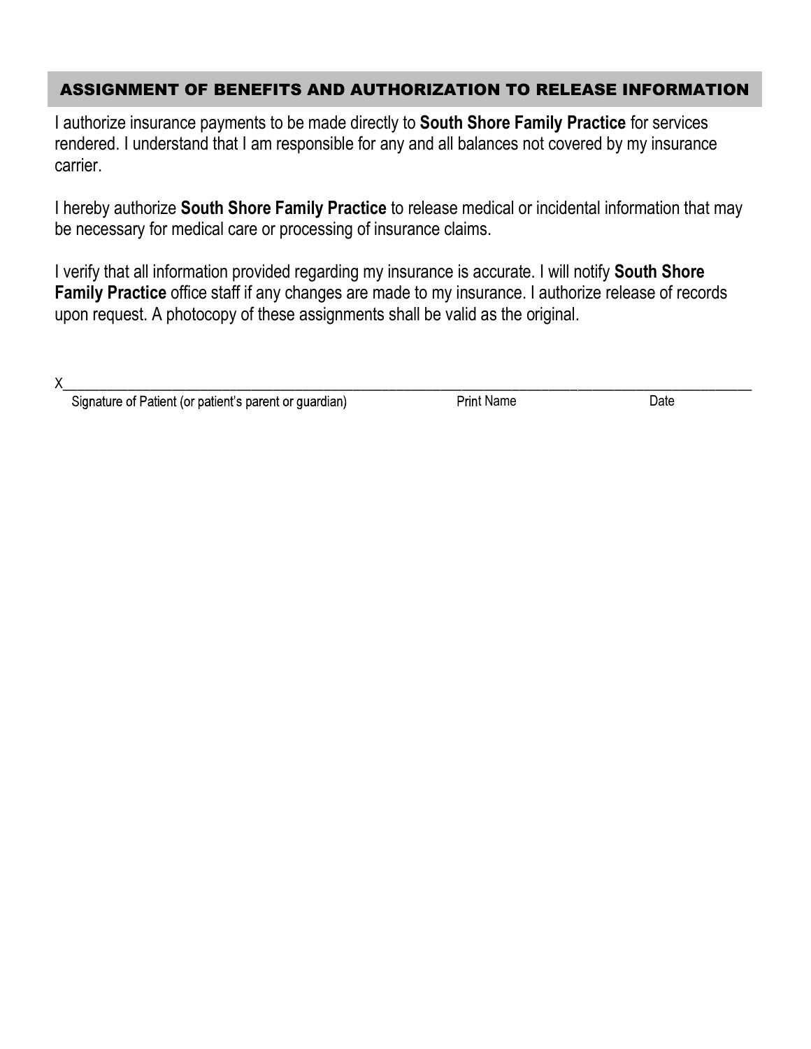## ASSIGNMENT OF BENEFITS AND AUTHORIZATION TO RELEASE INFORMATION

I authorize insurance payments to be made directly to **South Shore Family Practice** for services rendered. I understand that I am responsible for any and all balances not covered by my insurance carrier.

I hereby authorize **South Shore Family Practice** to release medical or incidental information that may be necessary for medical care or processing of insurance claims.

I verify that all information provided regarding my insurance is accurate. I will notify **South Shore Family Practice** office staff if any changes are made to my insurance. I authorize release of records upon request. A photocopy of these assignments shall be valid as the original.

X______________________________________________________________________________________

Signature of Patient (or patient's parent or guardian)        Print Name        Date